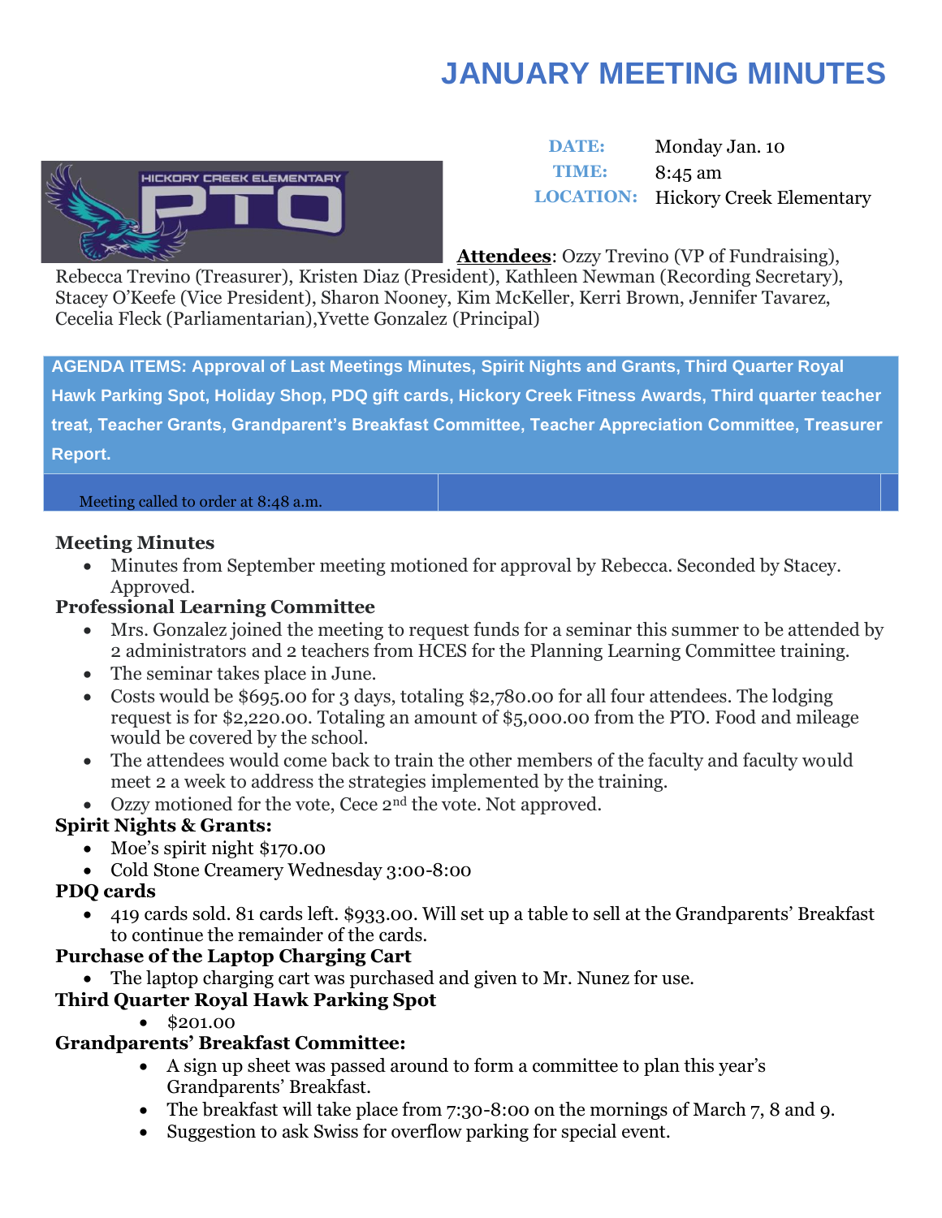# JANUARY MEETING MINUTES

| | |
|---|---|
| **DATE:** | Monday Jan. 10 |
| **TIME:** | 8:45 am |
| **LOCATION:** | Hickory Creek Elementary |

**Attendees**: Ozzy Trevino (VP of Fundraising), Rebecca Trevino (Treasurer), Kristen Diaz (President), Kathleen Newman (Recording Secretary), Stacey O'Keefe (Vice President), Sharon Nooney, Kim McKeller, Kerri Brown, Jennifer Tavarez, Cecelia Fleck (Parliamentarian),Yvette Gonzalez (Principal)

**AGENDA ITEMS: Approval of Last Meetings Minutes, Spirit Nights and Grants, Third Quarter Royal Hawk Parking Spot, Holiday Shop, PDQ gift cards, Hickory Creek Fitness Awards, Third quarter teacher treat, Teacher Grants, Grandparent's Breakfast Committee, Teacher Appreciation Committee, Treasurer Report.**

Meeting called to order at 8:48 a.m.

### Meeting Minutes

- Minutes from September meeting motioned for approval by Rebecca. Seconded by Stacey. Approved.

### Professional Learning Committee

- Mrs. Gonzalez joined the meeting to request funds for a seminar this summer to be attended by 2 administrators and 2 teachers from HCES for the Planning Learning Committee training.
- The seminar takes place in June.
- Costs would be $695.00 for 3 days, totaling $2,780.00 for all four attendees. The lodging request is for $2,220.00. Totaling an amount of $5,000.00 from the PTO. Food and mileage would be covered by the school.
- The attendees would come back to train the other members of the faculty and faculty would meet 2 a week to address the strategies implemented by the training.
- Ozzy motioned for the vote, Cece 2nd the vote. Not approved.

### Spirit Nights & Grants:

- Moe's spirit night $170.00
- Cold Stone Creamery Wednesday 3:00-8:00

### PDQ cards

- 419 cards sold. 81 cards left. $933.00. Will set up a table to sell at the Grandparents' Breakfast to continue the remainder of the cards.

### Purchase of the Laptop Charging Cart

- The laptop charging cart was purchased and given to Mr. Nunez for use.

### Third Quarter Royal Hawk Parking Spot

- $201.00

### Grandparents' Breakfast Committee:

- A sign up sheet was passed around to form a committee to plan this year's Grandparents' Breakfast.
- The breakfast will take place from 7:30-8:00 on the mornings of March 7, 8 and 9.
- Suggestion to ask Swiss for overflow parking for special event.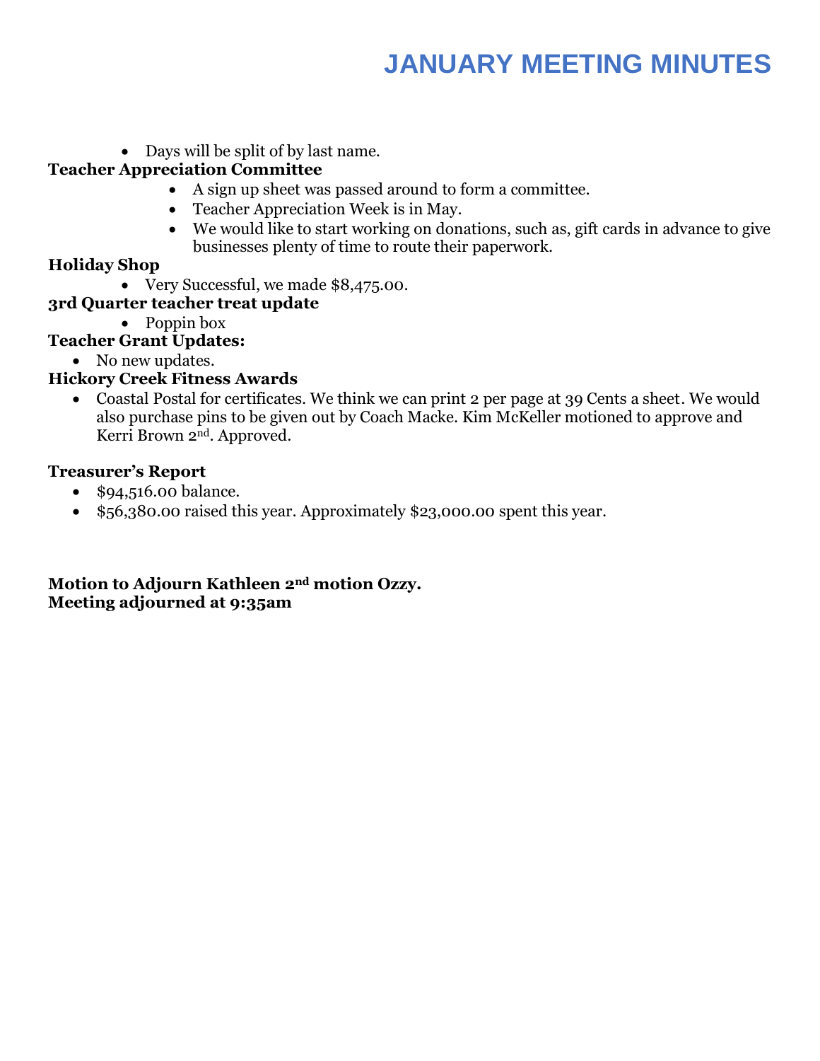# JANUARY MEETING MINUTES

- Days will be split of by last name.

**Teacher Appreciation Committee**

- A sign up sheet was passed around to form a committee.
- Teacher Appreciation Week is in May.
- We would like to start working on donations, such as, gift cards in advance to give businesses plenty of time to route their paperwork.

**Holiday Shop**

- Very Successful, we made $8,475.00.

**3rd Quarter teacher treat update**

- Poppin box

**Teacher Grant Updates:**

- No new updates.

**Hickory Creek Fitness Awards**

- Coastal Postal for certificates. We think we can print 2 per page at 39 Cents a sheet. We would also purchase pins to be given out by Coach Macke. Kim McKeller motioned to approve and Kerri Brown 2nd. Approved.

**Treasurer's Report**

- $94,516.00 balance.
- $56,380.00 raised this year. Approximately $23,000.00 spent this year.

**Motion to Adjourn Kathleen 2nd motion Ozzy.**
**Meeting adjourned at 9:35am**